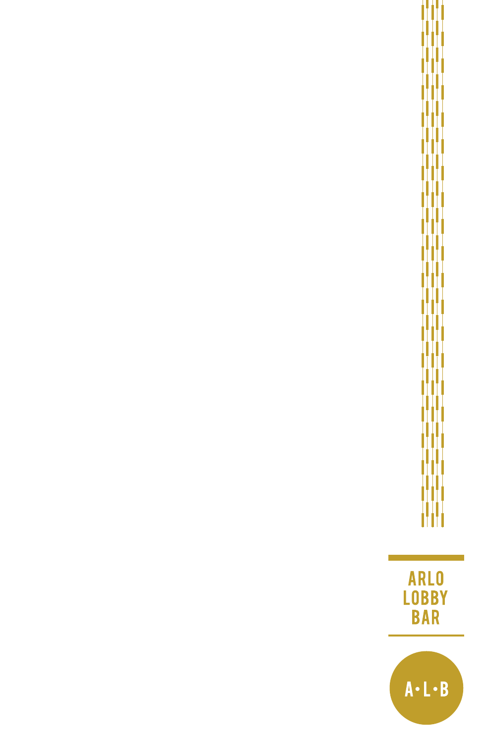# ARLO LOBBY BAR

A•L•B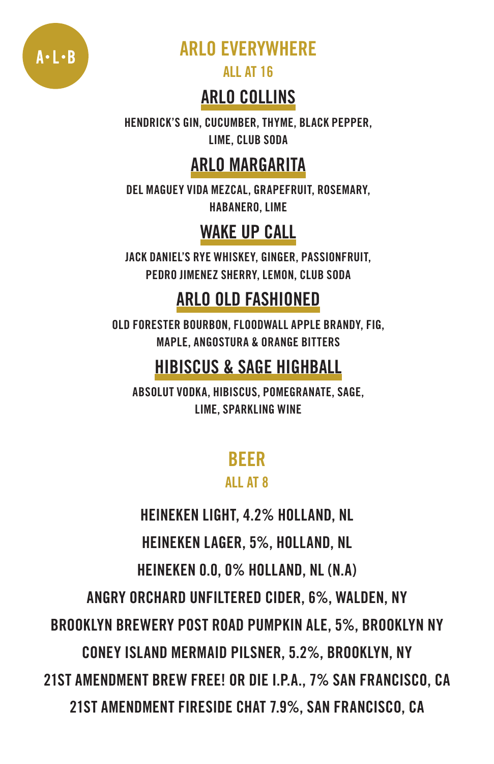A•L•B

# ARLO EVERYWHERE

ALL AT 16

## ARLO COLLINS

HENDRICK'S GIN, CUCUMBER, THYME, BLACK PEPPER, LIME, CLUB SODA

## ARLO MARGARITA

DEL MAGUEY VIDA MEZCAL, GRAPEFRUIT, ROSEMARY, HABANERO, LIME

## WAKE UP CALL

JACK DANIEL'S RYE WHISKEY, GINGER, PASSIONFRUIT, PEDRO JIMENEZ SHERRY, LEMON, CLUB SODA

## ARLO OLD FASHIONED

OLD FORESTER BOURBON, FLOODWALL APPLE BRANDY, FIG, MAPLE, ANGOSTURA & ORANGE BITTERS

## HIBISCUS & SAGE HIGHBALL

ABSOLUT VODKA, HIBISCUS, POMEGRANATE, SAGE, LIME, SPARKLING WINE

# BEER

ALL AT 8

HEINEKEN LIGHT, 4.2% HOLLAND, NL

HEINEKEN LAGER, 5%, HOLLAND, NL

HEINEKEN 0.0, 0% HOLLAND, NL (N.A)

ANGRY ORCHARD UNFILTERED CIDER, 6%, WALDEN, NY

BROOKLYN BREWERY POST ROAD PUMPKIN ALE, 5%, BROOKLYN NY

CONEY ISLAND MERMAID PILSNER, 5.2%, BROOKLYN, NY

21ST AMENDMENT BREW FREE! OR DIE I.P.A., 7% SAN FRANCISCO, CA

21ST AMENDMENT FIRESIDE CHAT 7.9%, SAN FRANCISCO, CA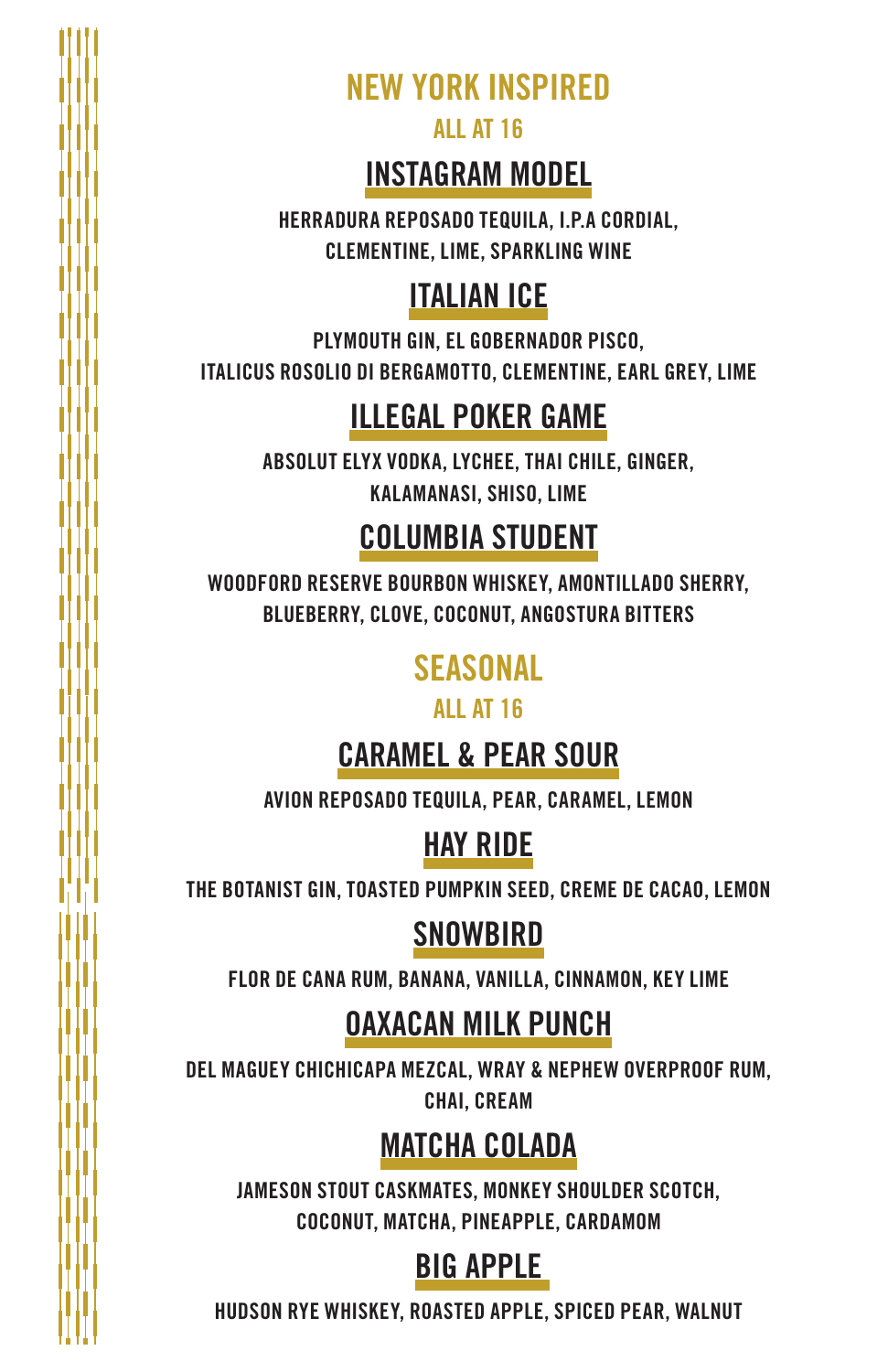# NEW YORK INSPIRED

ALL AT 16

## INSTAGRAM MODEL

HERRADURA REPOSADO TEQUILA, I.P.A CORDIAL, CLEMENTINE, LIME, SPARKLING WINE

## ITALIAN ICE

PLYMOUTH GIN, EL GOBERNADOR PISCO, ITALICUS ROSOLIO DI BERGAMOTTO, CLEMENTINE, EARL GREY, LIME

## ILLEGAL POKER GAME

ABSOLUT ELYX VODKA, LYCHEE, THAI CHILE, GINGER, KALAMANASI, SHISO, LIME

## COLUMBIA STUDENT

WOODFORD RESERVE BOURBON WHISKEY, AMONTILLADO SHERRY, BLUEBERRY, CLOVE, COCONUT, ANGOSTURA BITTERS

# SEASONAL

ALL AT 16

## CARAMEL & PEAR SOUR

AVION REPOSADO TEQUILA, PEAR, CARAMEL, LEMON

## HAY RIDE

THE BOTANIST GIN, TOASTED PUMPKIN SEED, CREME DE CACAO, LEMON

## SNOWBIRD

FLOR DE CANA RUM, BANANA, VANILLA, CINNAMON, KEY LIME

## OAXACAN MILK PUNCH

DEL MAGUEY CHICHICAPA MEZCAL, WRAY & NEPHEW OVERPROOF RUM, CHAI, CREAM

## MATCHA COLADA

JAMESON STOUT CASKMATES, MONKEY SHOULDER SCOTCH, COCONUT, MATCHA, PINEAPPLE, CARDAMOM

## BIG APPLE

HUDSON RYE WHISKEY, ROASTED APPLE, SPICED PEAR, WALNUT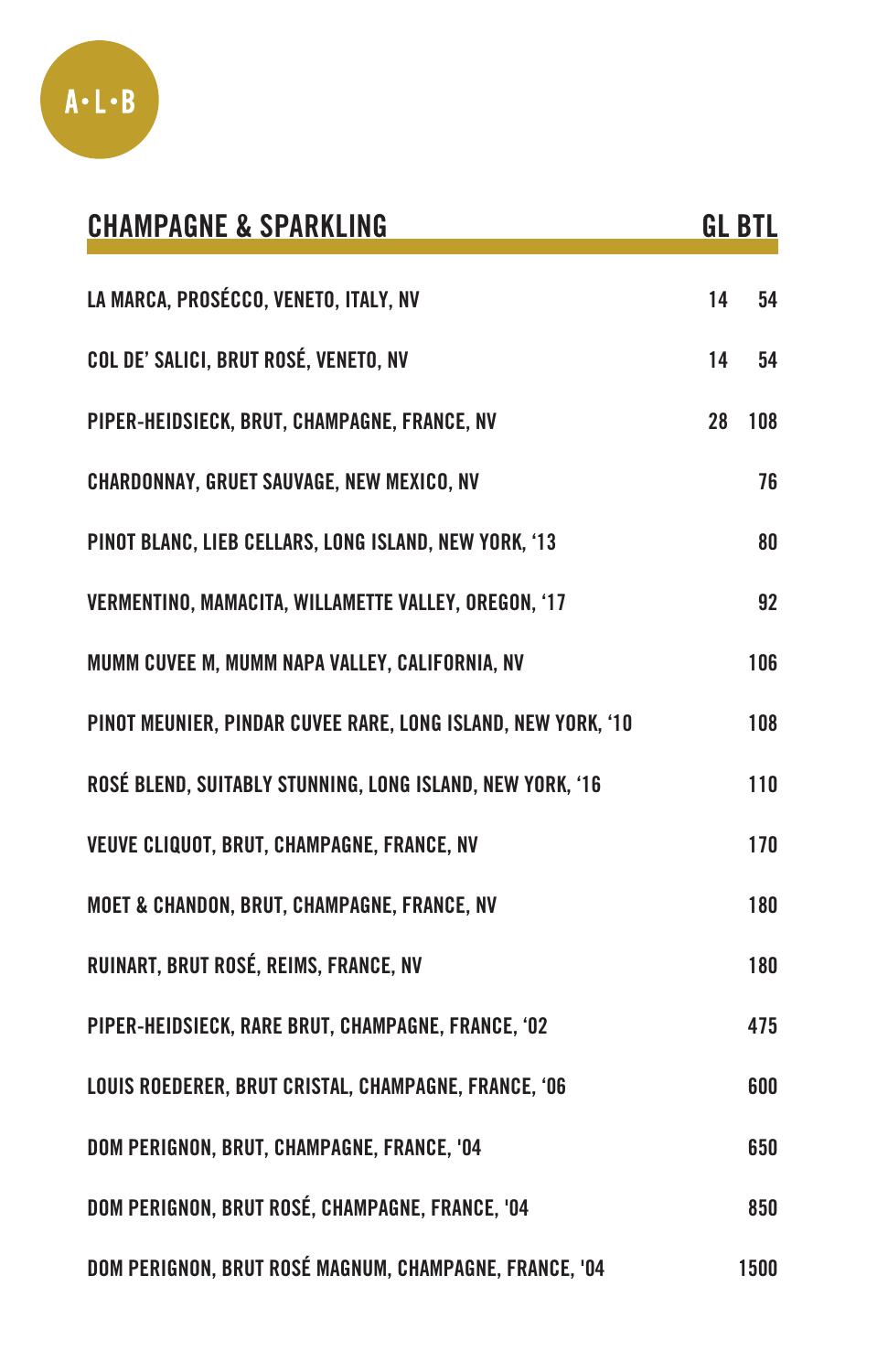A•L•B

| CHAMPAGNE & SPARKLING | GL | BTL |
| --- | --- | --- |
| LA MARCA, PROSÉCCO, VENETO, ITALY, NV | 14 | 54 |
| COL DE' SALICI, BRUT ROSÉ, VENETO, NV | 14 | 54 |
| PIPER-HEIDSIECK, BRUT, CHAMPAGNE, FRANCE, NV | 28 | 108 |
| CHARDONNAY, GRUET SAUVAGE, NEW MEXICO, NV | | 76 |
| PINOT BLANC, LIEB CELLARS, LONG ISLAND, NEW YORK, '13 | | 80 |
| VERMENTINO, MAMACITA, WILLAMETTE VALLEY, OREGON, '17 | | 92 |
| MUMM CUVEE M, MUMM NAPA VALLEY, CALIFORNIA, NV | | 106 |
| PINOT MEUNIER, PINDAR CUVEE RARE, LONG ISLAND, NEW YORK, '10 | | 108 |
| ROSÉ BLEND, SUITABLY STUNNING, LONG ISLAND, NEW YORK, '16 | | 110 |
| VEUVE CLIQUOT, BRUT, CHAMPAGNE, FRANCE, NV | | 170 |
| MOET & CHANDON, BRUT, CHAMPAGNE, FRANCE, NV | | 180 |
| RUINART, BRUT ROSÉ, REIMS, FRANCE, NV | | 180 |
| PIPER-HEIDSIECK, RARE BRUT, CHAMPAGNE, FRANCE, '02 | | 475 |
| LOUIS ROEDERER, BRUT CRISTAL, CHAMPAGNE, FRANCE, '06 | | 600 |
| DOM PERIGNON, BRUT, CHAMPAGNE, FRANCE, '04 | | 650 |
| DOM PERIGNON, BRUT ROSÉ, CHAMPAGNE, FRANCE, '04 | | 850 |
| DOM PERIGNON, BRUT ROSÉ MAGNUM, CHAMPAGNE, FRANCE, '04 | | 1500 |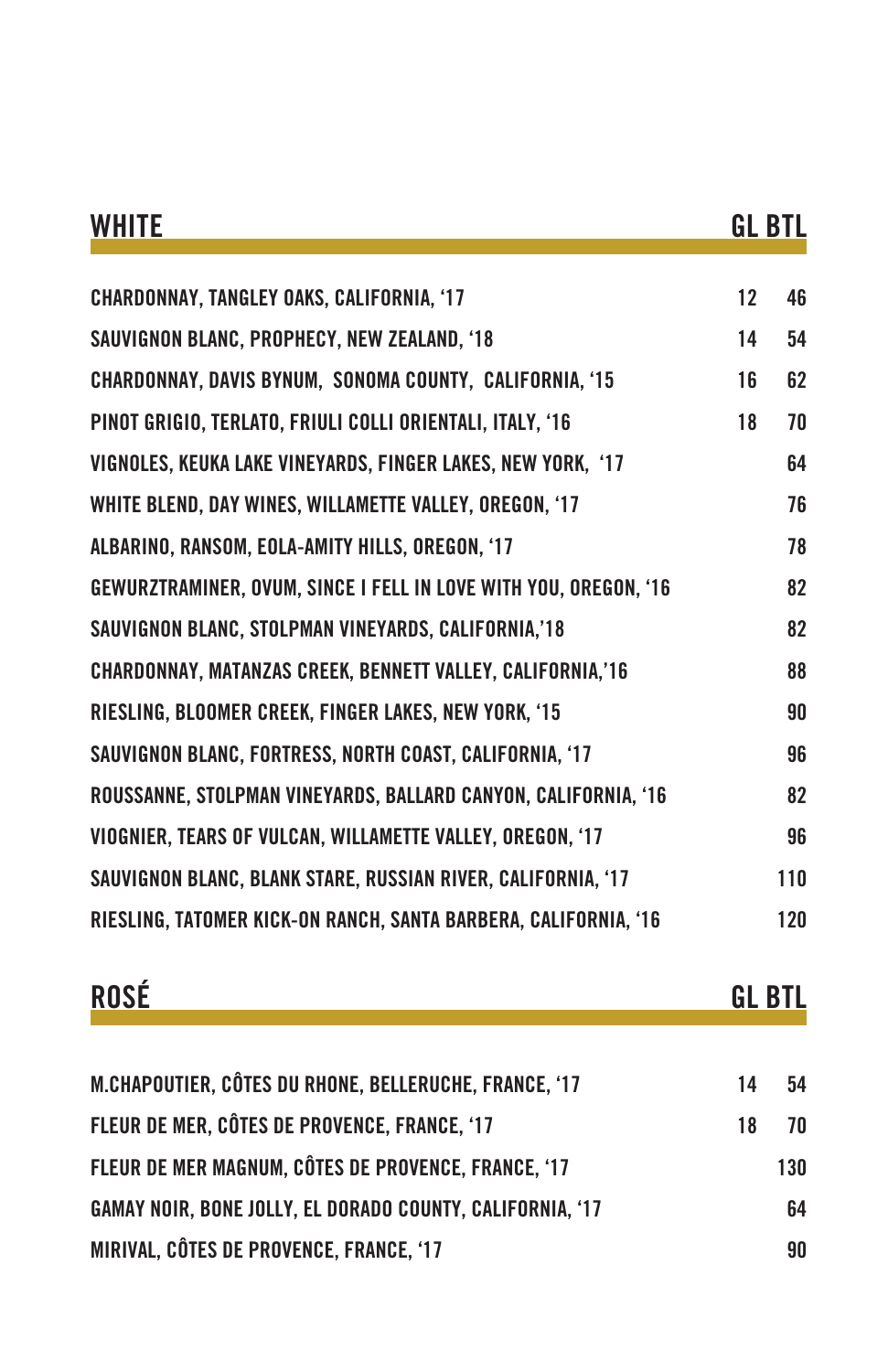## WHITE

| WHITE | GL | BTL |
|---|---|---|
| CHARDONNAY, TANGLEY OAKS, CALIFORNIA, '17 | 12 | 46 |
| SAUVIGNON BLANC, PROPHECY, NEW ZEALAND, '18 | 14 | 54 |
| CHARDONNAY, DAVIS BYNUM, SONOMA COUNTY, CALIFORNIA, '15 | 16 | 62 |
| PINOT GRIGIO, TERLATO, FRIULI COLLI ORIENTALI, ITALY, '16 | 18 | 70 |
| VIGNOLES, KEUKA LAKE VINEYARDS, FINGER LAKES, NEW YORK, '17 | | 64 |
| WHITE BLEND, DAY WINES, WILLAMETTE VALLEY, OREGON, '17 | | 76 |
| ALBARINO, RANSOM, EOLA-AMITY HILLS, OREGON, '17 | | 78 |
| GEWURZTRAMINER, OVUM, SINCE I FELL IN LOVE WITH YOU, OREGON, '16 | | 82 |
| SAUVIGNON BLANC, STOLPMAN VINEYARDS, CALIFORNIA,'18 | | 82 |
| CHARDONNAY, MATANZAS CREEK, BENNETT VALLEY, CALIFORNIA,'16 | | 88 |
| RIESLING, BLOOMER CREEK, FINGER LAKES, NEW YORK, '15 | | 90 |
| SAUVIGNON BLANC, FORTRESS, NORTH COAST, CALIFORNIA, '17 | | 96 |
| ROUSSANNE, STOLPMAN VINEYARDS, BALLARD CANYON, CALIFORNIA, '16 | | 82 |
| VIOGNIER, TEARS OF VULCAN, WILLAMETTE VALLEY, OREGON, '17 | | 96 |
| SAUVIGNON BLANC, BLANK STARE, RUSSIAN RIVER, CALIFORNIA, '17 | | 110 |
| RIESLING, TATOMER KICK-ON RANCH, SANTA BARBERA, CALIFORNIA, '16 | | 120 |

## ROSÉ

| ROSÉ | GL | BTL |
|---|---|---|
| M.CHAPOUTIER, CÔTES DU RHONE, BELLERUCHE, FRANCE, '17 | 14 | 54 |
| FLEUR DE MER, CÔTES DE PROVENCE, FRANCE, '17 | 18 | 70 |
| FLEUR DE MER MAGNUM, CÔTES DE PROVENCE, FRANCE, '17 | | 130 |
| GAMAY NOIR, BONE JOLLY, EL DORADO COUNTY, CALIFORNIA, '17 | | 64 |
| MIRIVAL, CÔTES DE PROVENCE, FRANCE, '17 | | 90 |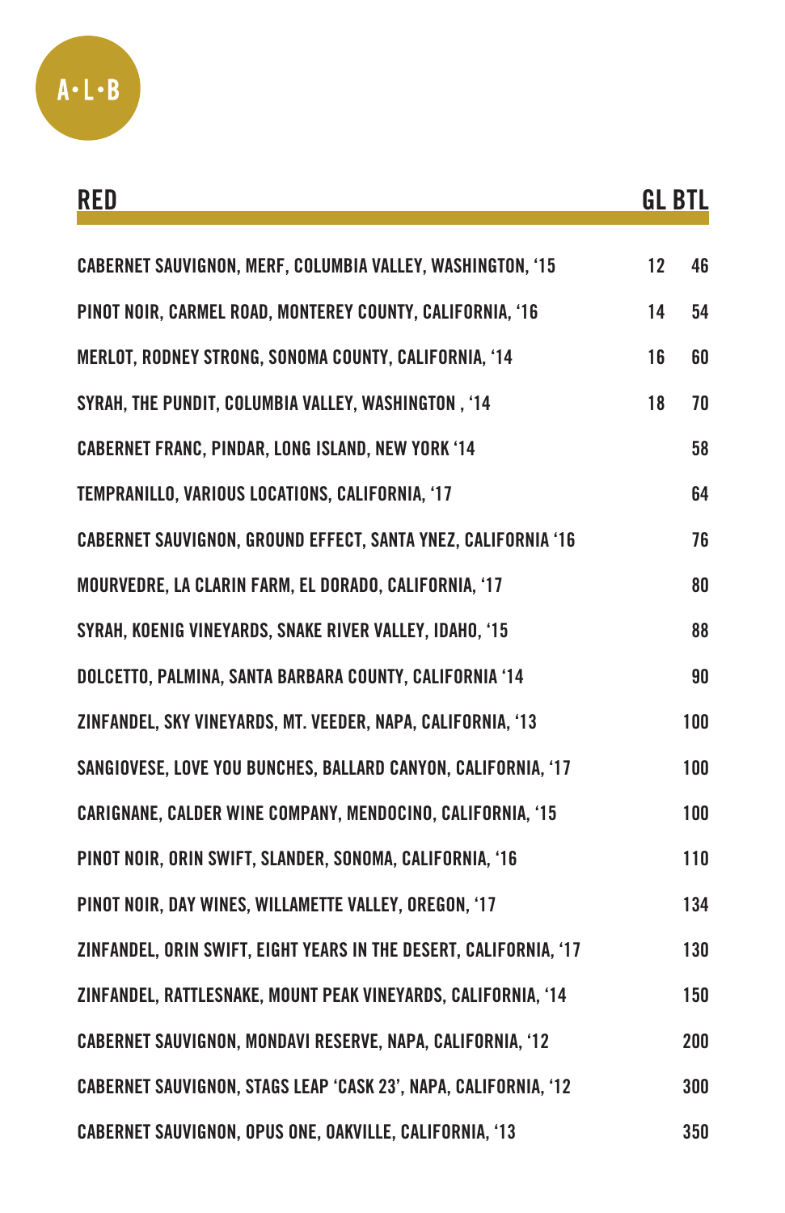A·L·B

| RED | GL | BTL |
|---|---|---|
| CABERNET SAUVIGNON, MERF, COLUMBIA VALLEY, WASHINGTON, '15 | 12 | 46 |
| PINOT NOIR, CARMEL ROAD, MONTEREY COUNTY, CALIFORNIA, '16 | 14 | 54 |
| MERLOT, RODNEY STRONG, SONOMA COUNTY, CALIFORNIA, '14 | 16 | 60 |
| SYRAH, THE PUNDIT, COLUMBIA VALLEY, WASHINGTON , '14 | 18 | 70 |
| CABERNET FRANC, PINDAR, LONG ISLAND, NEW YORK '14 | | 58 |
| TEMPRANILLO, VARIOUS LOCATIONS, CALIFORNIA, '17 | | 64 |
| CABERNET SAUVIGNON, GROUND EFFECT, SANTA YNEZ, CALIFORNIA '16 | | 76 |
| MOURVEDRE, LA CLARIN FARM, EL DORADO, CALIFORNIA, '17 | | 80 |
| SYRAH, KOENIG VINEYARDS, SNAKE RIVER VALLEY, IDAHO, '15 | | 88 |
| DOLCETTO, PALMINA, SANTA BARBARA COUNTY, CALIFORNIA '14 | | 90 |
| ZINFANDEL, SKY VINEYARDS, MT. VEEDER, NAPA, CALIFORNIA, '13 | | 100 |
| SANGIOVESE, LOVE YOU BUNCHES, BALLARD CANYON, CALIFORNIA, '17 | | 100 |
| CARIGNANE, CALDER WINE COMPANY, MENDOCINO, CALIFORNIA, '15 | | 100 |
| PINOT NOIR, ORIN SWIFT, SLANDER, SONOMA, CALIFORNIA, '16 | | 110 |
| PINOT NOIR, DAY WINES, WILLAMETTE VALLEY, OREGON, '17 | | 134 |
| ZINFANDEL, ORIN SWIFT, EIGHT YEARS IN THE DESERT, CALIFORNIA, '17 | | 130 |
| ZINFANDEL, RATTLESNAKE, MOUNT PEAK VINEYARDS, CALIFORNIA, '14 | | 150 |
| CABERNET SAUVIGNON, MONDAVI RESERVE, NAPA, CALIFORNIA, '12 | | 200 |
| CABERNET SAUVIGNON, STAGS LEAP 'CASK 23', NAPA, CALIFORNIA, '12 | | 300 |
| CABERNET SAUVIGNON, OPUS ONE, OAKVILLE, CALIFORNIA, '13 | | 350 |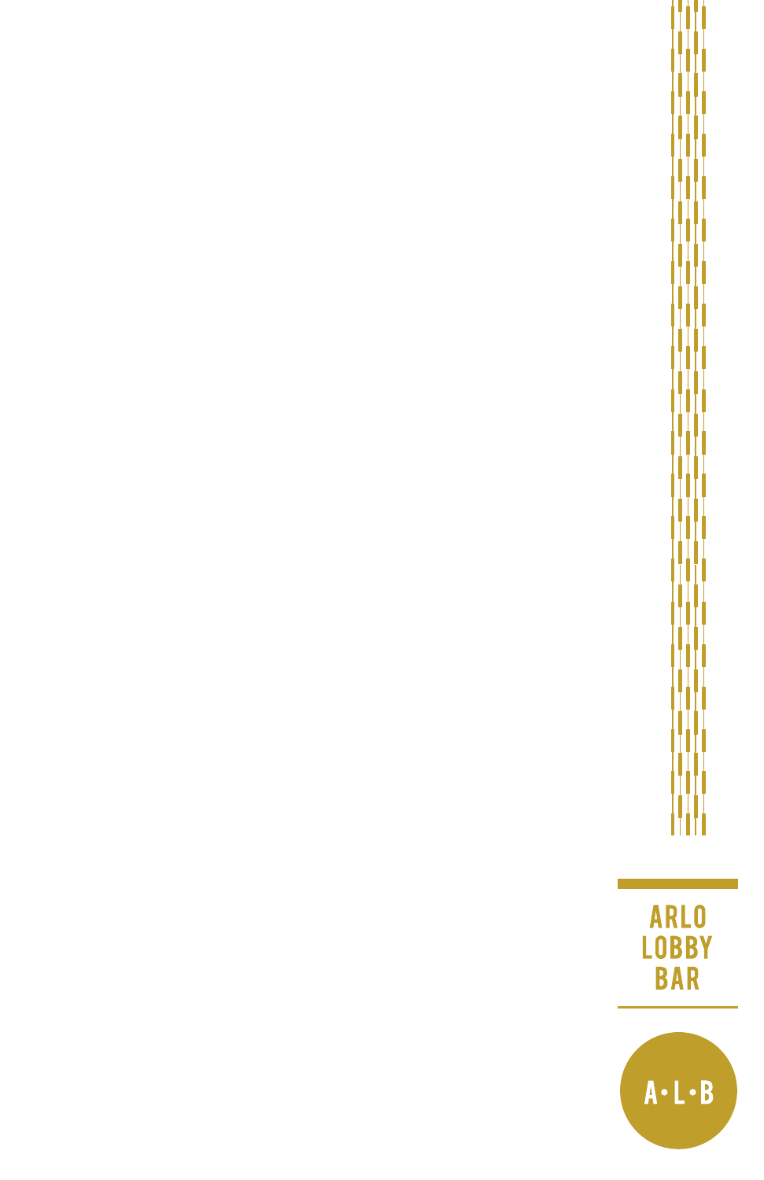ARLO
LOBBY
BAR

A•L•B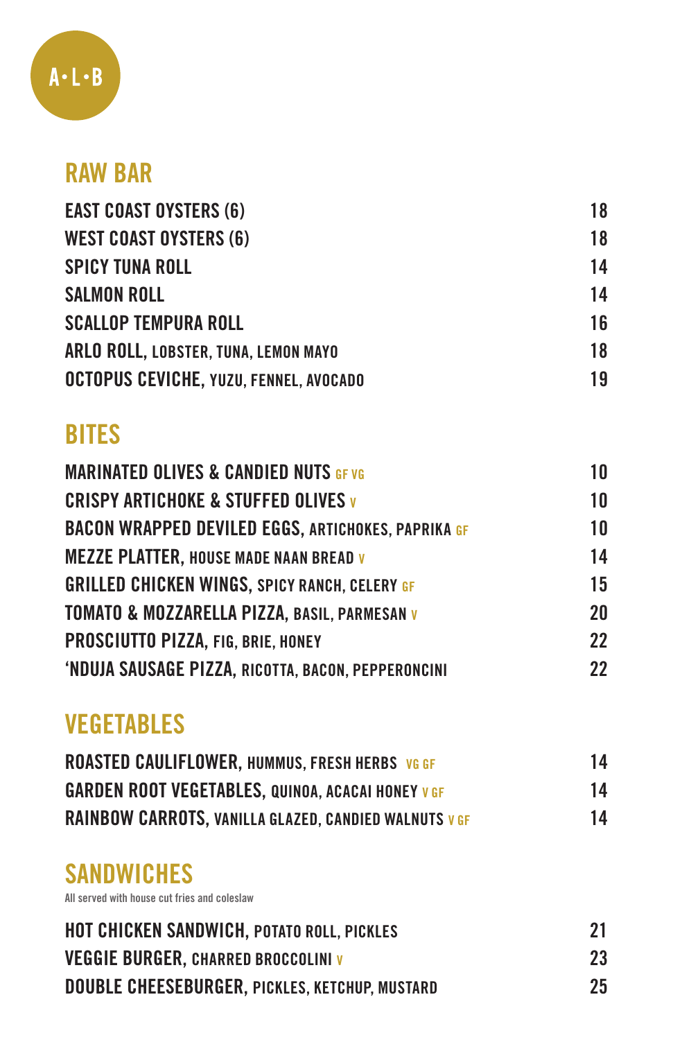A•L•B

## RAW BAR

| | |
|---|---|
| **EAST COAST OYSTERS (6)** | 18 |
| **WEST COAST OYSTERS (6)** | 18 |
| **SPICY TUNA ROLL** | 14 |
| **SALMON ROLL** | 14 |
| **SCALLOP TEMPURA ROLL** | 16 |
| **ARLO ROLL,** LOBSTER, TUNA, LEMON MAYO | 18 |
| **OCTOPUS CEVICHE,** YUZU, FENNEL, AVOCADO | 19 |

## BITES

| | |
|---|---|
| **MARINATED OLIVES & CANDIED NUTS** GF VG | 10 |
| **CRISPY ARTICHOKE & STUFFED OLIVES** V | 10 |
| **BACON WRAPPED DEVILED EGGS,** ARTICHOKES, PAPRIKA GF | 10 |
| **MEZZE PLATTER,** HOUSE MADE NAAN BREAD V | 14 |
| **GRILLED CHICKEN WINGS,** SPICY RANCH, CELERY GF | 15 |
| **TOMATO & MOZZARELLA PIZZA,** BASIL, PARMESAN V | 20 |
| **PROSCIUTTO PIZZA,** FIG, BRIE, HONEY | 22 |
| **'NDUJA SAUSAGE PIZZA,** RICOTTA, BACON, PEPPERONCINI | 22 |

## VEGETABLES

| | |
|---|---|
| **ROASTED CAULIFLOWER,** HUMMUS, FRESH HERBS VG GF | 14 |
| **GARDEN ROOT VEGETABLES,** QUINOA, ACACAI HONEY V GF | 14 |
| **RAINBOW CARROTS,** VANILLA GLAZED, CANDIED WALNUTS V GF | 14 |

## SANDWICHES

All served with house cut fries and coleslaw

| | |
|---|---|
| **HOT CHICKEN SANDWICH,** POTATO ROLL, PICKLES | 21 |
| **VEGGIE BURGER,** CHARRED BROCCOLINI V | 23 |
| **DOUBLE CHEESEBURGER,** PICKLES, KETCHUP, MUSTARD | 25 |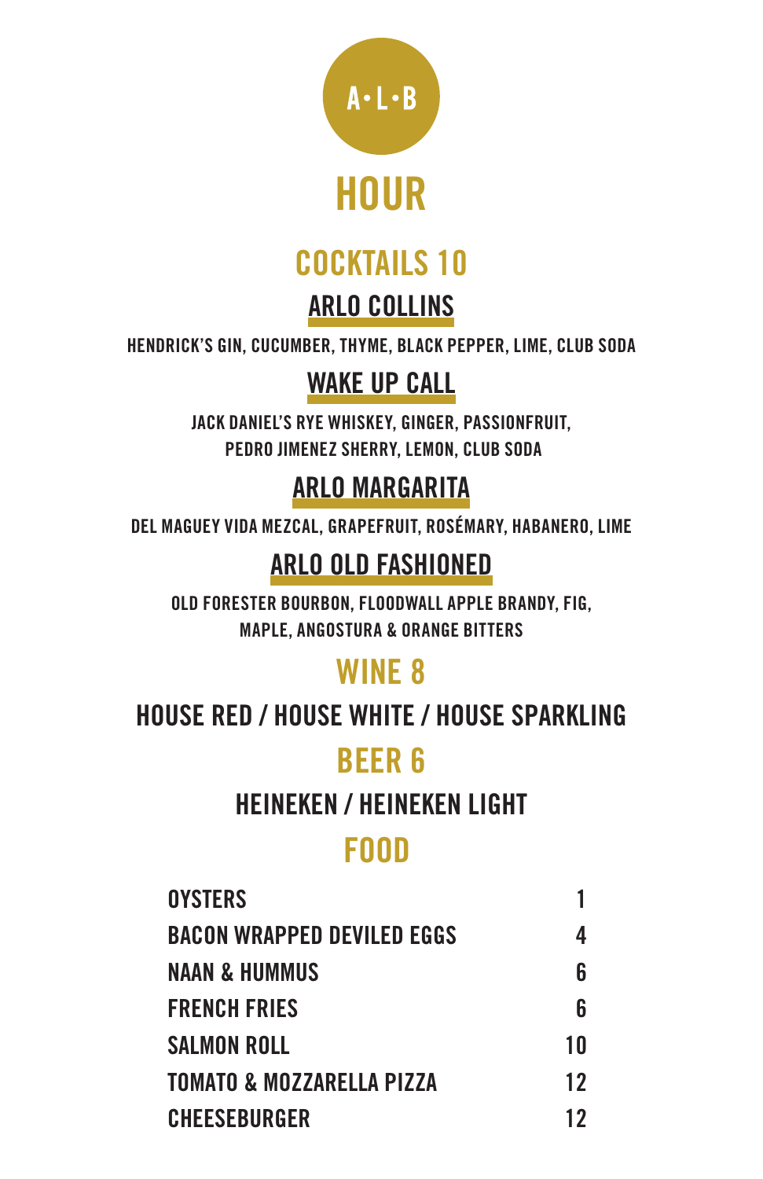A•L•B

# HOUR

## COCKTAILS 10

### ARLO COLLINS

HENDRICK'S GIN, CUCUMBER, THYME, BLACK PEPPER, LIME, CLUB SODA

### WAKE UP CALL

JACK DANIEL'S RYE WHISKEY, GINGER, PASSIONFRUIT, PEDRO JIMENEZ SHERRY, LEMON, CLUB SODA

### ARLO MARGARITA

DEL MAGUEY VIDA MEZCAL, GRAPEFRUIT, ROSÉMARY, HABANERO, LIME

### ARLO OLD FASHIONED

OLD FORESTER BOURBON, FLOODWALL APPLE BRANDY, FIG, MAPLE, ANGOSTURA & ORANGE BITTERS

## WINE 8

HOUSE RED / HOUSE WHITE / HOUSE SPARKLING

## BEER 6

HEINEKEN / HEINEKEN LIGHT

## FOOD

| | |
|---|---|
| OYSTERS | 1 |
| BACON WRAPPED DEVILED EGGS | 4 |
| NAAN & HUMMUS | 6 |
| FRENCH FRIES | 6 |
| SALMON ROLL | 10 |
| TOMATO & MOZZARELLA PIZZA | 12 |
| CHEESEBURGER | 12 |